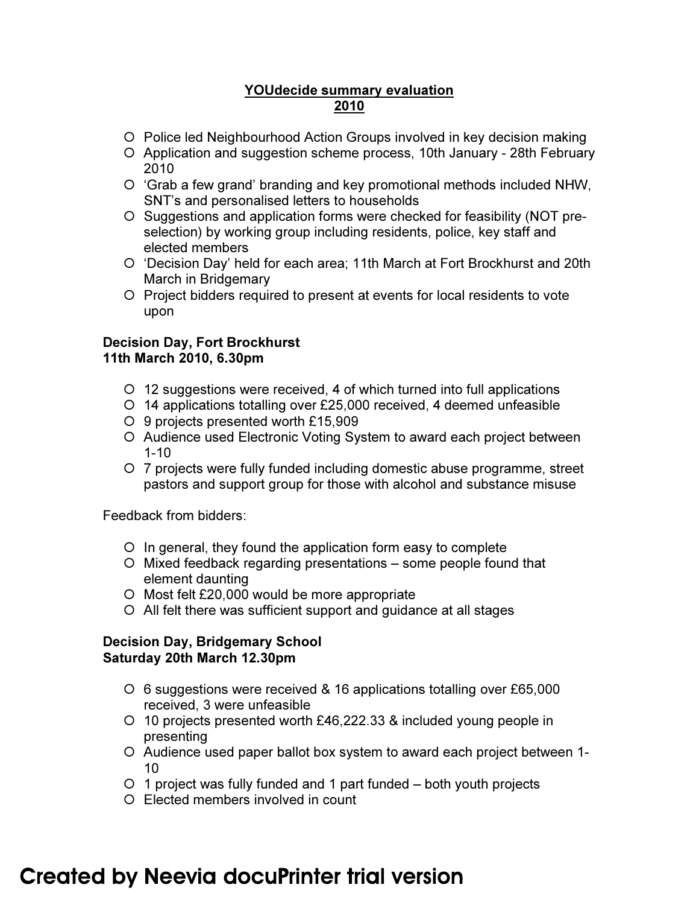**YOUDecide summary evaluation**
**2010**

- Police led Neighbourhood Action Groups involved in key decision making
- Application and suggestion scheme process, 10th January - 28th February 2010
- 'Grab a few grand' branding and key promotional methods included NHW, SNT's and personalised letters to households
- Suggestions and application forms were checked for feasibility (NOT pre-selection) by working group including residents, police, key staff and elected members
- 'Decision Day' held for each area; 11th March at Fort Brockhurst and 20th March in Bridgemary
- Project bidders required to present at events for local residents to vote upon

**Decision Day, Fort Brockhurst**
**11th March 2010, 6.30pm**

- 12 suggestions were received, 4 of which turned into full applications
- 14 applications totalling over £25,000 received, 4 deemed unfeasible
- 9 projects presented worth £15,909
- Audience used Electronic Voting System to award each project between 1-10
- 7 projects were fully funded including domestic abuse programme, street pastors and support group for those with alcohol and substance misuse

Feedback from bidders:

- In general, they found the application form easy to complete
- Mixed feedback regarding presentations – some people found that element daunting
- Most felt £20,000 would be more appropriate
- All felt there was sufficient support and guidance at all stages

**Decision Day, Bridgemary School**
**Saturday 20th March 12.30pm**

- 6 suggestions were received & 16 applications totalling over £65,000 received, 3 were unfeasible
- 10 projects presented worth £46,222.33 & included young people in presenting
- Audience used paper ballot box system to award each project between 1-10
- 1 project was fully funded and 1 part funded – both youth projects
- Elected members involved in count

Created by Neevia docuPrinter trial version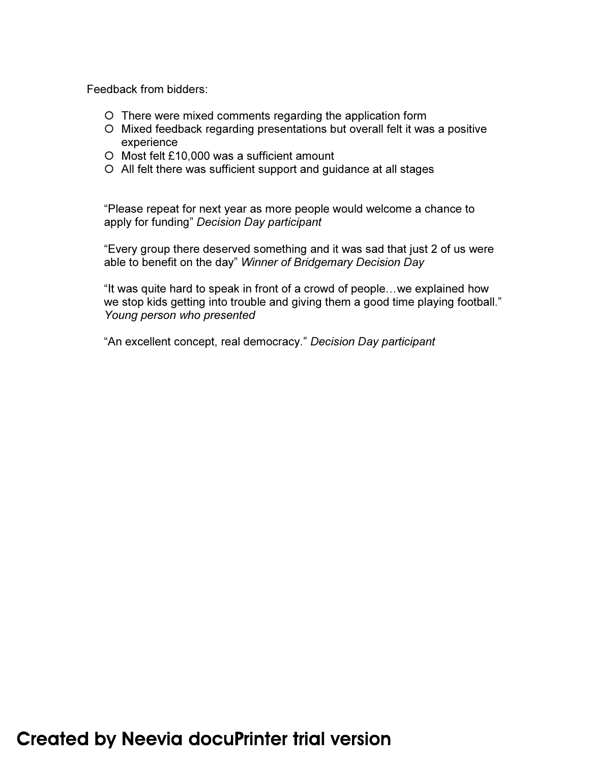Feedback from bidders:

- There were mixed comments regarding the application form
- Mixed feedback regarding presentations but overall felt it was a positive experience
- Most felt £10,000 was a sufficient amount
- All felt there was sufficient support and guidance at all stages

"Please repeat for next year as more people would welcome a chance to apply for funding" *Decision Day participant*

"Every group there deserved something and it was sad that just 2 of us were able to benefit on the day" *Winner of Bridgemary Decision Day*

"It was quite hard to speak in front of a crowd of people…we explained how we stop kids getting into trouble and giving them a good time playing football." *Young person who presented*

"An excellent concept, real democracy." *Decision Day participant*